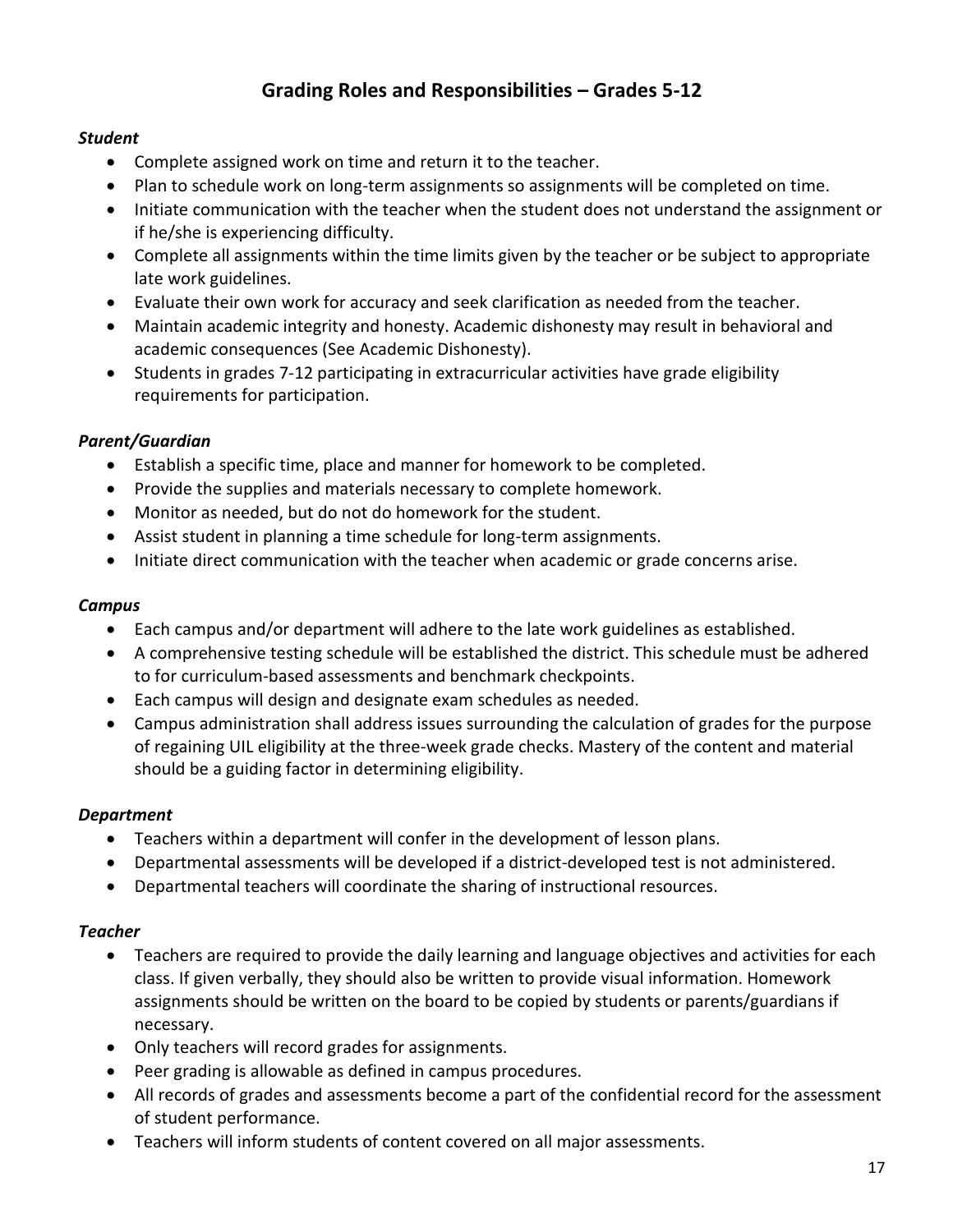# Grading Roles and Responsibilities – Grades 5-12

***Student***

- Complete assigned work on time and return it to the teacher.
- Plan to schedule work on long-term assignments so assignments will be completed on time.
- Initiate communication with the teacher when the student does not understand the assignment or if he/she is experiencing difficulty.
- Complete all assignments within the time limits given by the teacher or be subject to appropriate late work guidelines.
- Evaluate their own work for accuracy and seek clarification as needed from the teacher.
- Maintain academic integrity and honesty. Academic dishonesty may result in behavioral and academic consequences (See Academic Dishonesty).
- Students in grades 7-12 participating in extracurricular activities have grade eligibility requirements for participation.

***Parent/Guardian***

- Establish a specific time, place and manner for homework to be completed.
- Provide the supplies and materials necessary to complete homework.
- Monitor as needed, but do not do homework for the student.
- Assist student in planning a time schedule for long-term assignments.
- Initiate direct communication with the teacher when academic or grade concerns arise.

***Campus***

- Each campus and/or department will adhere to the late work guidelines as established.
- A comprehensive testing schedule will be established the district. This schedule must be adhered to for curriculum-based assessments and benchmark checkpoints.
- Each campus will design and designate exam schedules as needed.
- Campus administration shall address issues surrounding the calculation of grades for the purpose of regaining UIL eligibility at the three-week grade checks. Mastery of the content and material should be a guiding factor in determining eligibility.

***Department***

- Teachers within a department will confer in the development of lesson plans.
- Departmental assessments will be developed if a district-developed test is not administered.
- Departmental teachers will coordinate the sharing of instructional resources.

***Teacher***

- Teachers are required to provide the daily learning and language objectives and activities for each class. If given verbally, they should also be written to provide visual information. Homework assignments should be written on the board to be copied by students or parents/guardians if necessary.
- Only teachers will record grades for assignments.
- Peer grading is allowable as defined in campus procedures.
- All records of grades and assessments become a part of the confidential record for the assessment of student performance.
- Teachers will inform students of content covered on all major assessments.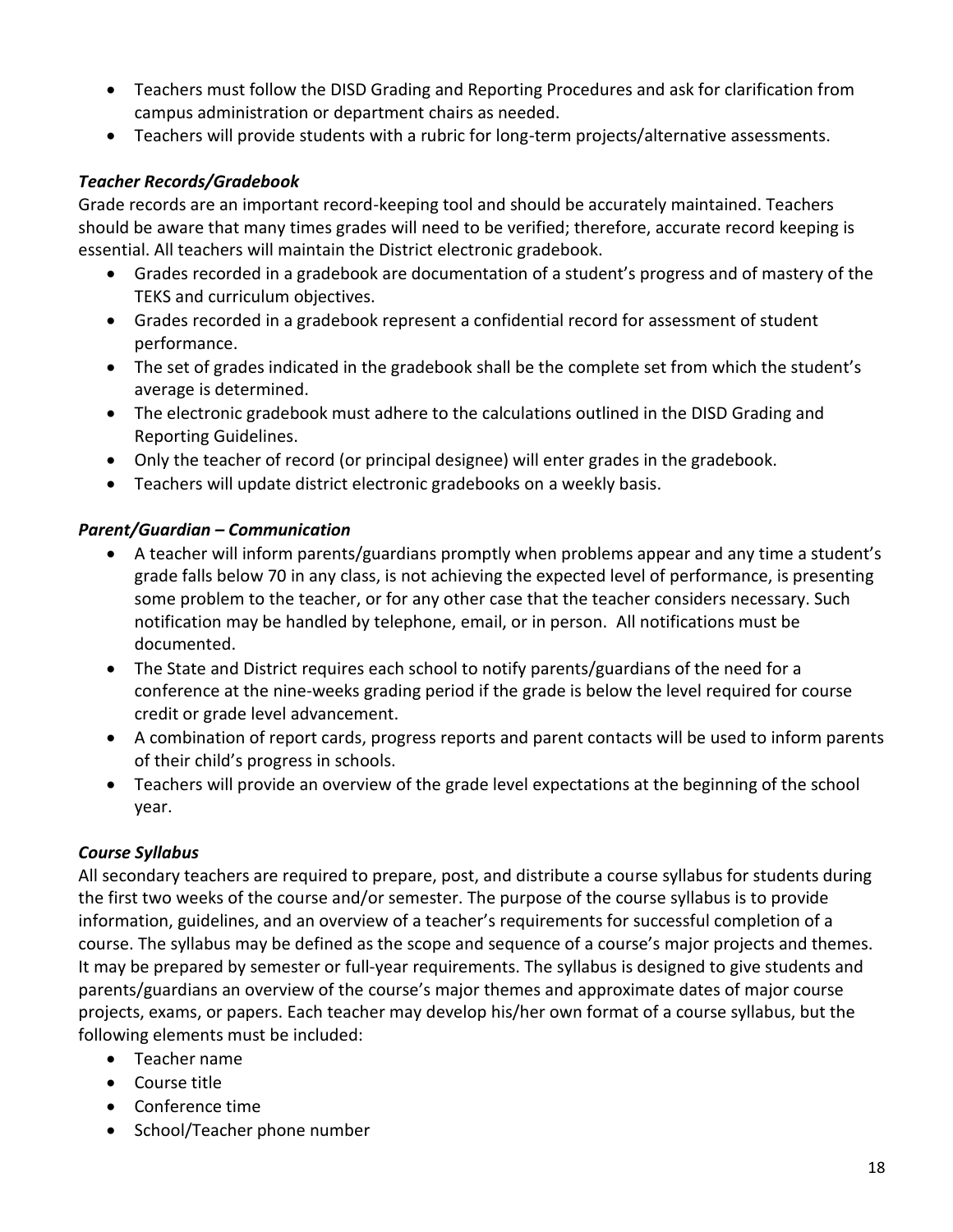- Teachers must follow the DISD Grading and Reporting Procedures and ask for clarification from campus administration or department chairs as needed.
- Teachers will provide students with a rubric for long-term projects/alternative assessments.

### *Teacher Records/Gradebook*

Grade records are an important record-keeping tool and should be accurately maintained. Teachers should be aware that many times grades will need to be verified; therefore, accurate record keeping is essential. All teachers will maintain the District electronic gradebook.

- Grades recorded in a gradebook are documentation of a student's progress and of mastery of the TEKS and curriculum objectives.
- Grades recorded in a gradebook represent a confidential record for assessment of student performance.
- The set of grades indicated in the gradebook shall be the complete set from which the student's average is determined.
- The electronic gradebook must adhere to the calculations outlined in the DISD Grading and Reporting Guidelines.
- Only the teacher of record (or principal designee) will enter grades in the gradebook.
- Teachers will update district electronic gradebooks on a weekly basis.

### *Parent/Guardian – Communication*

- A teacher will inform parents/guardians promptly when problems appear and any time a student's grade falls below 70 in any class, is not achieving the expected level of performance, is presenting some problem to the teacher, or for any other case that the teacher considers necessary. Such notification may be handled by telephone, email, or in person. All notifications must be documented.
- The State and District requires each school to notify parents/guardians of the need for a conference at the nine-weeks grading period if the grade is below the level required for course credit or grade level advancement.
- A combination of report cards, progress reports and parent contacts will be used to inform parents of their child's progress in schools.
- Teachers will provide an overview of the grade level expectations at the beginning of the school year.

### *Course Syllabus*

All secondary teachers are required to prepare, post, and distribute a course syllabus for students during the first two weeks of the course and/or semester. The purpose of the course syllabus is to provide information, guidelines, and an overview of a teacher's requirements for successful completion of a course. The syllabus may be defined as the scope and sequence of a course's major projects and themes. It may be prepared by semester or full-year requirements. The syllabus is designed to give students and parents/guardians an overview of the course's major themes and approximate dates of major course projects, exams, or papers. Each teacher may develop his/her own format of a course syllabus, but the following elements must be included:

- Teacher name
- Course title
- Conference time
- School/Teacher phone number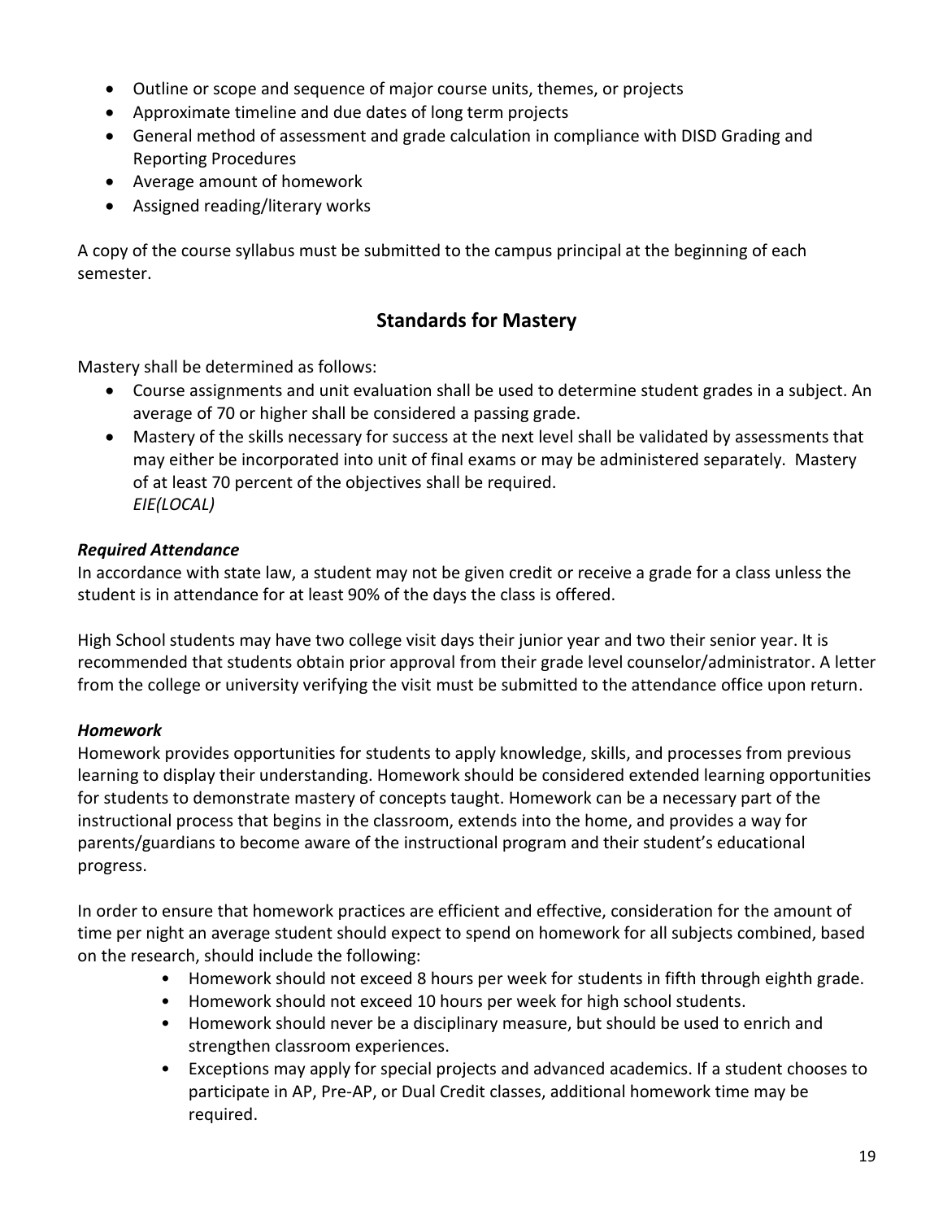- Outline or scope and sequence of major course units, themes, or projects
- Approximate timeline and due dates of long term projects
- General method of assessment and grade calculation in compliance with DISD Grading and Reporting Procedures
- Average amount of homework
- Assigned reading/literary works

A copy of the course syllabus must be submitted to the campus principal at the beginning of each semester.

## Standards for Mastery

Mastery shall be determined as follows:

- Course assignments and unit evaluation shall be used to determine student grades in a subject. An average of 70 or higher shall be considered a passing grade.
- Mastery of the skills necessary for success at the next level shall be validated by assessments that may either be incorporated into unit of final exams or may be administered separately. Mastery of at least 70 percent of the objectives shall be required.
  *EIE(LOCAL)*

### *Required Attendance*

In accordance with state law, a student may not be given credit or receive a grade for a class unless the student is in attendance for at least 90% of the days the class is offered.

High School students may have two college visit days their junior year and two their senior year. It is recommended that students obtain prior approval from their grade level counselor/administrator. A letter from the college or university verifying the visit must be submitted to the attendance office upon return.

### *Homework*

Homework provides opportunities for students to apply knowledge, skills, and processes from previous learning to display their understanding. Homework should be considered extended learning opportunities for students to demonstrate mastery of concepts taught. Homework can be a necessary part of the instructional process that begins in the classroom, extends into the home, and provides a way for parents/guardians to become aware of the instructional program and their student's educational progress.

In order to ensure that homework practices are efficient and effective, consideration for the amount of time per night an average student should expect to spend on homework for all subjects combined, based on the research, should include the following:

- Homework should not exceed 8 hours per week for students in fifth through eighth grade.
- Homework should not exceed 10 hours per week for high school students.
- Homework should never be a disciplinary measure, but should be used to enrich and strengthen classroom experiences.
- Exceptions may apply for special projects and advanced academics. If a student chooses to participate in AP, Pre-AP, or Dual Credit classes, additional homework time may be required.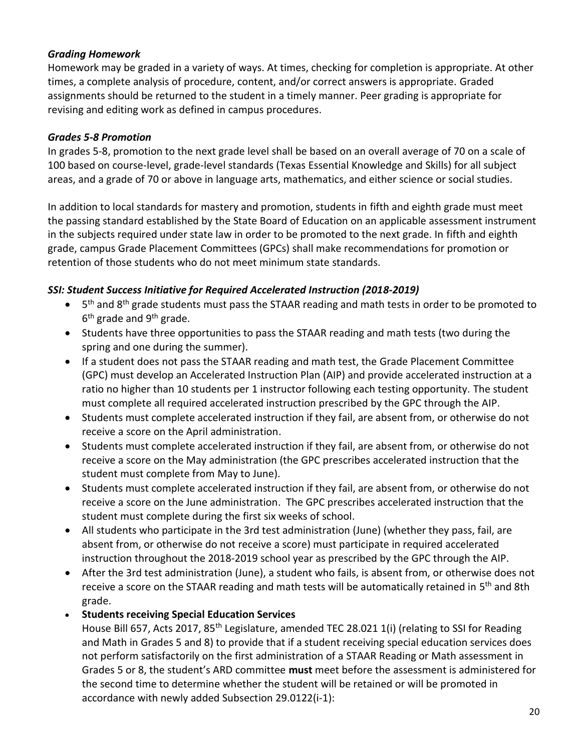***Grading Homework***

Homework may be graded in a variety of ways. At times, checking for completion is appropriate. At other times, a complete analysis of procedure, content, and/or correct answers is appropriate. Graded assignments should be returned to the student in a timely manner. Peer grading is appropriate for revising and editing work as defined in campus procedures.

***Grades 5-8 Promotion***

In grades 5-8, promotion to the next grade level shall be based on an overall average of 70 on a scale of 100 based on course-level, grade-level standards (Texas Essential Knowledge and Skills) for all subject areas, and a grade of 70 or above in language arts, mathematics, and either science or social studies.

In addition to local standards for mastery and promotion, students in fifth and eighth grade must meet the passing standard established by the State Board of Education on an applicable assessment instrument in the subjects required under state law in order to be promoted to the next grade. In fifth and eighth grade, campus Grade Placement Committees (GPCs) shall make recommendations for promotion or retention of those students who do not meet minimum state standards.

***SSI: Student Success Initiative for Required Accelerated Instruction (2018-2019)***

- 5th and 8th grade students must pass the STAAR reading and math tests in order to be promoted to 6th grade and 9th grade.
- Students have three opportunities to pass the STAAR reading and math tests (two during the spring and one during the summer).
- If a student does not pass the STAAR reading and math test, the Grade Placement Committee (GPC) must develop an Accelerated Instruction Plan (AIP) and provide accelerated instruction at a ratio no higher than 10 students per 1 instructor following each testing opportunity. The student must complete all required accelerated instruction prescribed by the GPC through the AIP.
- Students must complete accelerated instruction if they fail, are absent from, or otherwise do not receive a score on the April administration.
- Students must complete accelerated instruction if they fail, are absent from, or otherwise do not receive a score on the May administration (the GPC prescribes accelerated instruction that the student must complete from May to June).
- Students must complete accelerated instruction if they fail, are absent from, or otherwise do not receive a score on the June administration. The GPC prescribes accelerated instruction that the student must complete during the first six weeks of school.
- All students who participate in the 3rd test administration (June) (whether they pass, fail, are absent from, or otherwise do not receive a score) must participate in required accelerated instruction throughout the 2018-2019 school year as prescribed by the GPC through the AIP.
- After the 3rd test administration (June), a student who fails, is absent from, or otherwise does not receive a score on the STAAR reading and math tests will be automatically retained in 5th and 8th grade.
- **Students receiving Special Education Services**

  House Bill 657, Acts 2017, 85th Legislature, amended TEC 28.021 1(i) (relating to SSI for Reading and Math in Grades 5 and 8) to provide that if a student receiving special education services does not perform satisfactorily on the first administration of a STAAR Reading or Math assessment in Grades 5 or 8, the student's ARD committee **must** meet before the assessment is administered for the second time to determine whether the student will be retained or will be promoted in accordance with newly added Subsection 29.0122(i-1):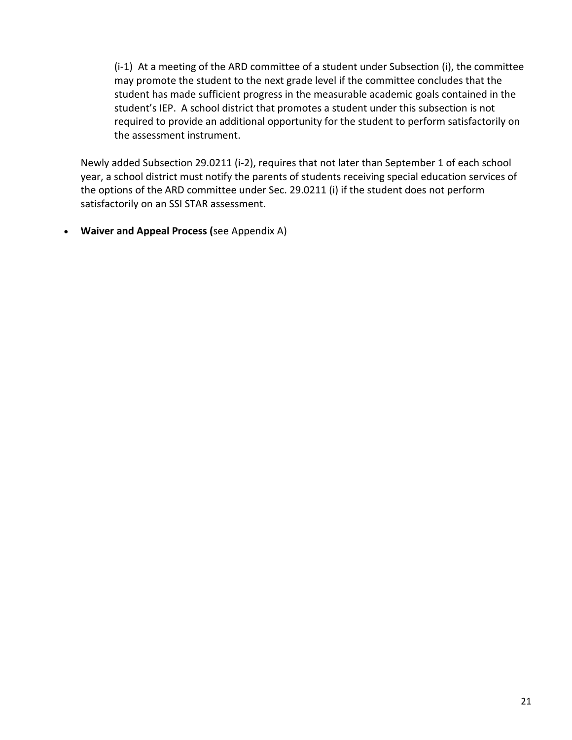> (i-1) At a meeting of the ARD committee of a student under Subsection (i), the committee may promote the student to the next grade level if the committee concludes that the student has made sufficient progress in the measurable academic goals contained in the student's IEP. A school district that promotes a student under this subsection is not required to provide an additional opportunity for the student to perform satisfactorily on the assessment instrument.

Newly added Subsection 29.0211 (i-2), requires that not later than September 1 of each school year, a school district must notify the parents of students receiving special education services of the options of the ARD committee under Sec. 29.0211 (i) if the student does not perform satisfactorily on an SSI STAR assessment.

- **Waiver and Appeal Process (**see Appendix A)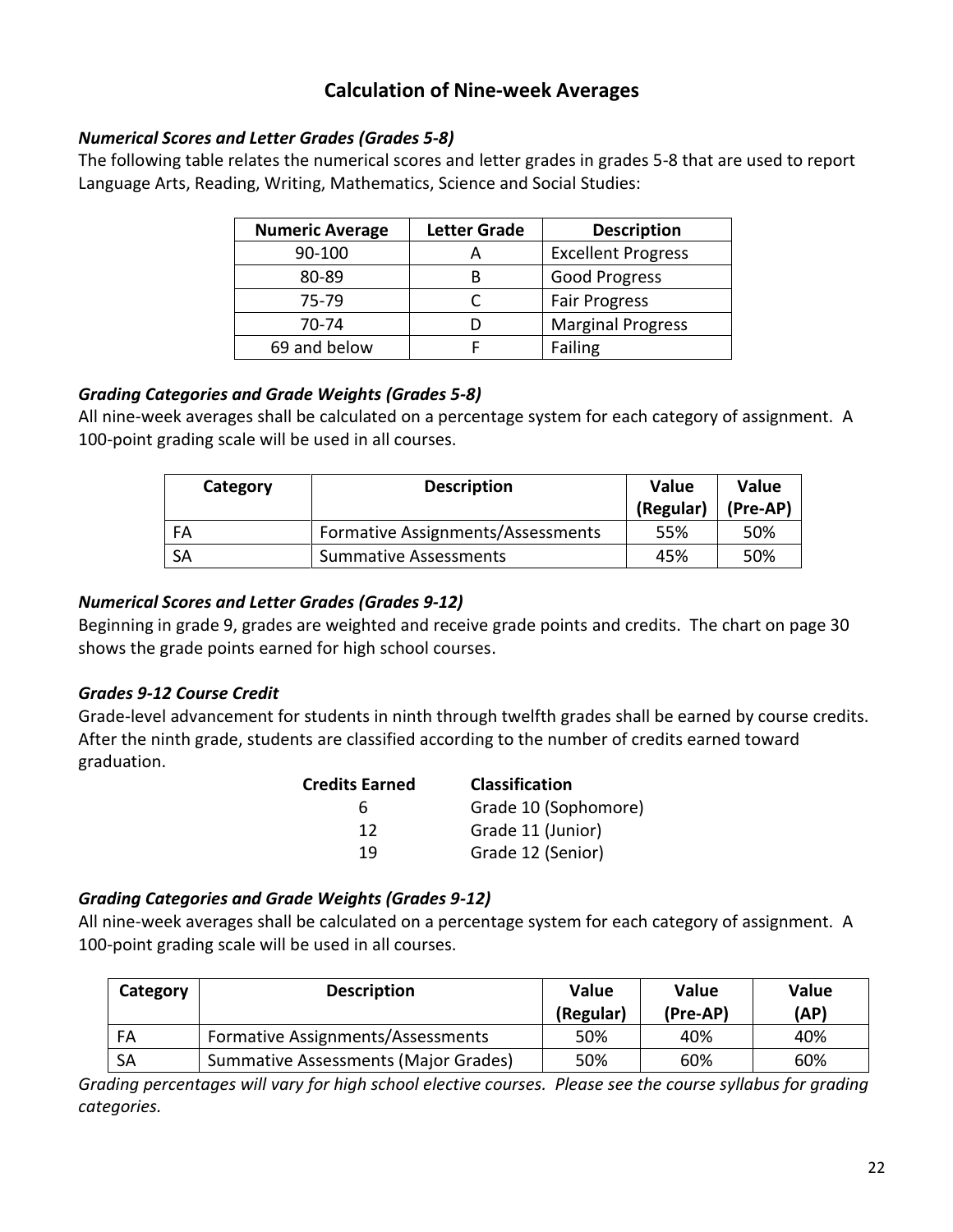## Calculation of Nine-week Averages

### *Numerical Scores and Letter Grades (Grades 5-8)*

The following table relates the numerical scores and letter grades in grades 5-8 that are used to report Language Arts, Reading, Writing, Mathematics, Science and Social Studies:

| Numeric Average | Letter Grade | Description |
|---|---|---|
| 90-100 | A | Excellent Progress |
| 80-89 | B | Good Progress |
| 75-79 | C | Fair Progress |
| 70-74 | D | Marginal Progress |
| 69 and below | F | Failing |

### *Grading Categories and Grade Weights (Grades 5-8)*

All nine-week averages shall be calculated on a percentage system for each category of assignment. A 100-point grading scale will be used in all courses.

| Category | Description | Value (Regular) | Value (Pre-AP) |
|---|---|---|---|
| FA | Formative Assignments/Assessments | 55% | 50% |
| SA | Summative Assessments | 45% | 50% |

### *Numerical Scores and Letter Grades (Grades 9-12)*

Beginning in grade 9, grades are weighted and receive grade points and credits. The chart on page 30 shows the grade points earned for high school courses.

### *Grades 9-12 Course Credit*

Grade-level advancement for students in ninth through twelfth grades shall be earned by course credits. After the ninth grade, students are classified according to the number of credits earned toward graduation.

| Credits Earned | Classification |
|---|---|
| 6 | Grade 10 (Sophomore) |
| 12 | Grade 11 (Junior) |
| 19 | Grade 12 (Senior) |

### *Grading Categories and Grade Weights (Grades 9-12)*

All nine-week averages shall be calculated on a percentage system for each category of assignment. A 100-point grading scale will be used in all courses.

| Category | Description | Value (Regular) | Value (Pre-AP) | Value (AP) |
|---|---|---|---|---|
| FA | Formative Assignments/Assessments | 50% | 40% | 40% |
| SA | Summative Assessments (Major Grades) | 50% | 60% | 60% |

*Grading percentages will vary for high school elective courses. Please see the course syllabus for grading categories.*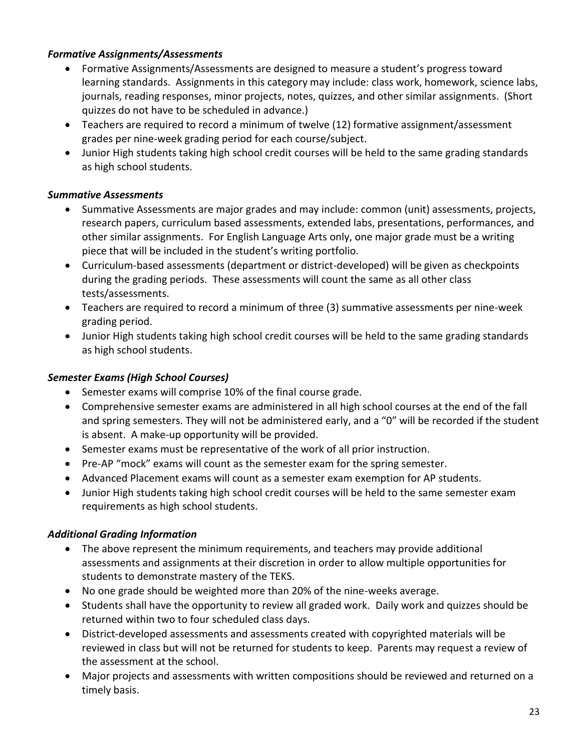### *Formative Assignments/Assessments*

- Formative Assignments/Assessments are designed to measure a student's progress toward learning standards. Assignments in this category may include: class work, homework, science labs, journals, reading responses, minor projects, notes, quizzes, and other similar assignments. (Short quizzes do not have to be scheduled in advance.)
- Teachers are required to record a minimum of twelve (12) formative assignment/assessment grades per nine-week grading period for each course/subject.
- Junior High students taking high school credit courses will be held to the same grading standards as high school students.

### *Summative Assessments*

- Summative Assessments are major grades and may include: common (unit) assessments, projects, research papers, curriculum based assessments, extended labs, presentations, performances, and other similar assignments. For English Language Arts only, one major grade must be a writing piece that will be included in the student's writing portfolio.
- Curriculum-based assessments (department or district-developed) will be given as checkpoints during the grading periods. These assessments will count the same as all other class tests/assessments.
- Teachers are required to record a minimum of three (3) summative assessments per nine-week grading period.
- Junior High students taking high school credit courses will be held to the same grading standards as high school students.

### *Semester Exams (High School Courses)*

- Semester exams will comprise 10% of the final course grade.
- Comprehensive semester exams are administered in all high school courses at the end of the fall and spring semesters. They will not be administered early, and a "0" will be recorded if the student is absent. A make-up opportunity will be provided.
- Semester exams must be representative of the work of all prior instruction.
- Pre-AP "mock" exams will count as the semester exam for the spring semester.
- Advanced Placement exams will count as a semester exam exemption for AP students.
- Junior High students taking high school credit courses will be held to the same semester exam requirements as high school students.

### *Additional Grading Information*

- The above represent the minimum requirements, and teachers may provide additional assessments and assignments at their discretion in order to allow multiple opportunities for students to demonstrate mastery of the TEKS.
- No one grade should be weighted more than 20% of the nine-weeks average.
- Students shall have the opportunity to review all graded work. Daily work and quizzes should be returned within two to four scheduled class days.
- District-developed assessments and assessments created with copyrighted materials will be reviewed in class but will not be returned for students to keep. Parents may request a review of the assessment at the school.
- Major projects and assessments with written compositions should be reviewed and returned on a timely basis.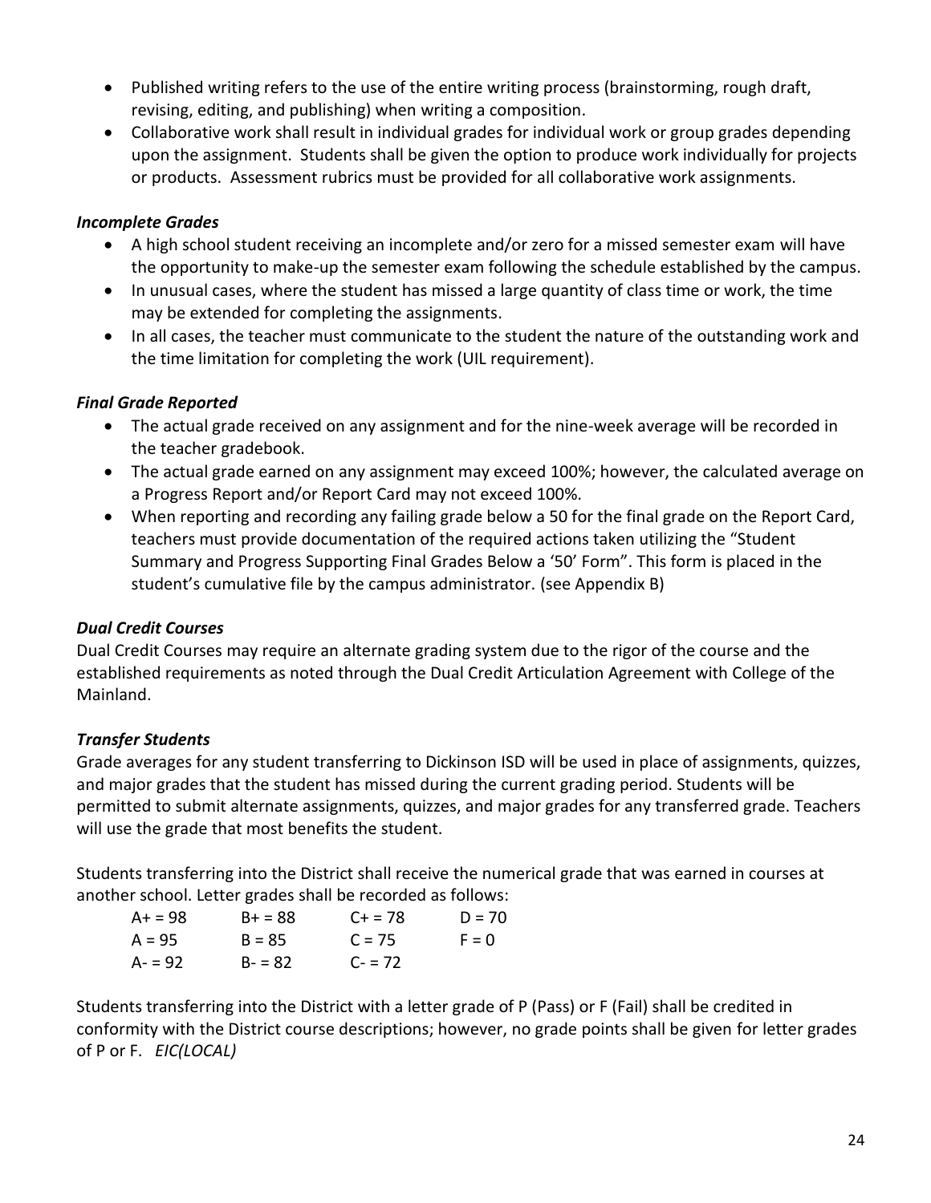- Published writing refers to the use of the entire writing process (brainstorming, rough draft, revising, editing, and publishing) when writing a composition.
- Collaborative work shall result in individual grades for individual work or group grades depending upon the assignment. Students shall be given the option to produce work individually for projects or products. Assessment rubrics must be provided for all collaborative work assignments.

***Incomplete Grades***

- A high school student receiving an incomplete and/or zero for a missed semester exam will have the opportunity to make-up the semester exam following the schedule established by the campus.
- In unusual cases, where the student has missed a large quantity of class time or work, the time may be extended for completing the assignments.
- In all cases, the teacher must communicate to the student the nature of the outstanding work and the time limitation for completing the work (UIL requirement).

***Final Grade Reported***

- The actual grade received on any assignment and for the nine-week average will be recorded in the teacher gradebook.
- The actual grade earned on any assignment may exceed 100%; however, the calculated average on a Progress Report and/or Report Card may not exceed 100%.
- When reporting and recording any failing grade below a 50 for the final grade on the Report Card, teachers must provide documentation of the required actions taken utilizing the "Student Summary and Progress Supporting Final Grades Below a '50' Form". This form is placed in the student's cumulative file by the campus administrator. (see Appendix B)

***Dual Credit Courses***

Dual Credit Courses may require an alternate grading system due to the rigor of the course and the established requirements as noted through the Dual Credit Articulation Agreement with College of the Mainland.

***Transfer Students***

Grade averages for any student transferring to Dickinson ISD will be used in place of assignments, quizzes, and major grades that the student has missed during the current grading period. Students will be permitted to submit alternate assignments, quizzes, and major grades for any transferred grade. Teachers will use the grade that most benefits the student.

Students transferring into the District shall receive the numerical grade that was earned in courses at another school. Letter grades shall be recorded as follows:

| | | | |
|---|---|---|---|
| A+ = 98 | B+ = 88 | C+ = 78 | D = 70 |
| A = 95 | B = 85 | C = 75 | F = 0 |
| A- = 92 | B- = 82 | C- = 72 | |

Students transferring into the District with a letter grade of P (Pass) or F (Fail) shall be credited in conformity with the District course descriptions; however, no grade points shall be given for letter grades of P or F. *EIC(LOCAL)*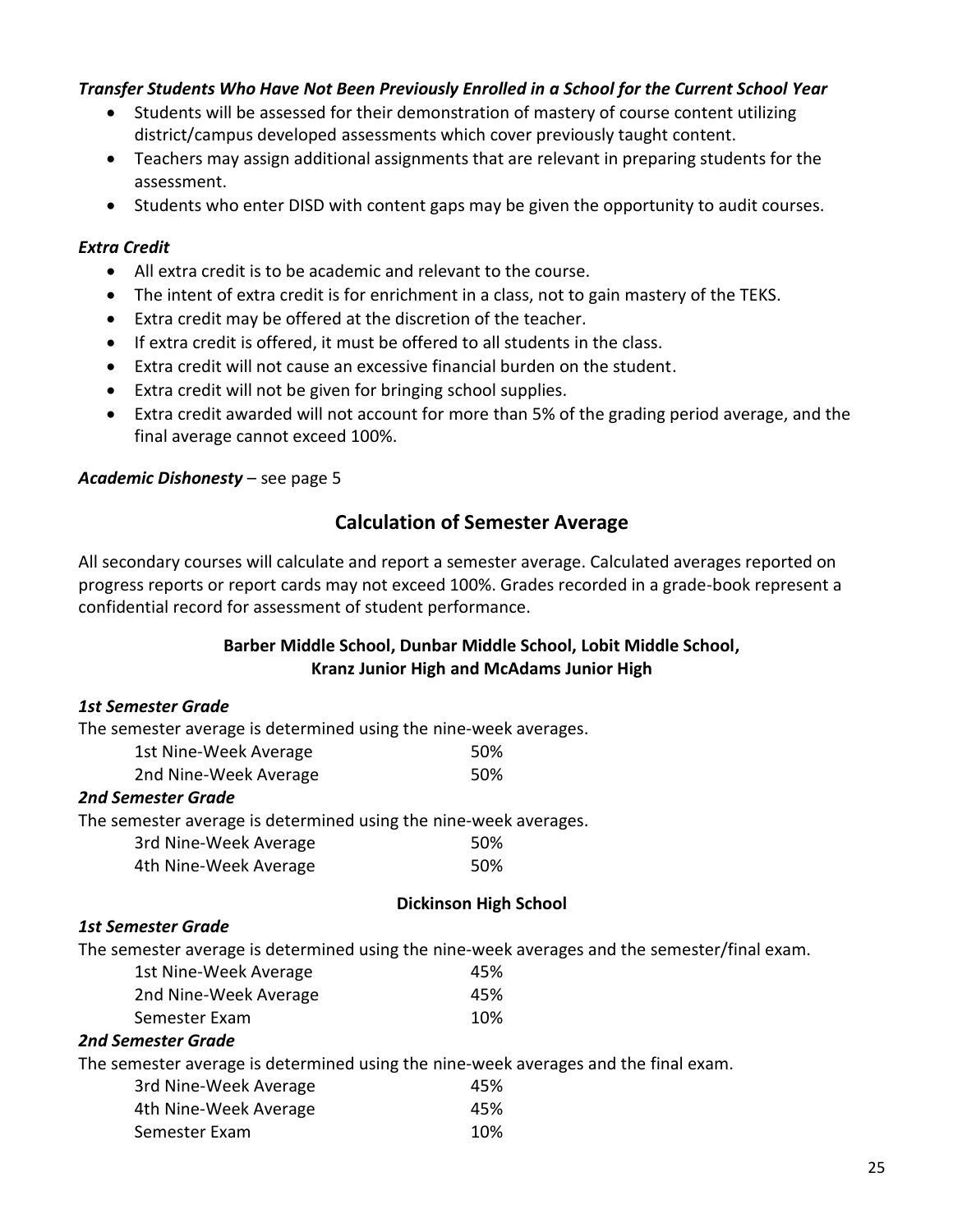***Transfer Students Who Have Not Been Previously Enrolled in a School for the Current School Year***

- Students will be assessed for their demonstration of mastery of course content utilizing district/campus developed assessments which cover previously taught content.
- Teachers may assign additional assignments that are relevant in preparing students for the assessment.
- Students who enter DISD with content gaps may be given the opportunity to audit courses.

***Extra Credit***

- All extra credit is to be academic and relevant to the course.
- The intent of extra credit is for enrichment in a class, not to gain mastery of the TEKS.
- Extra credit may be offered at the discretion of the teacher.
- If extra credit is offered, it must be offered to all students in the class.
- Extra credit will not cause an excessive financial burden on the student.
- Extra credit will not be given for bringing school supplies.
- Extra credit awarded will not account for more than 5% of the grading period average, and the final average cannot exceed 100%.

***Academic Dishonesty*** – see page 5

## Calculation of Semester Average

All secondary courses will calculate and report a semester average. Calculated averages reported on progress reports or report cards may not exceed 100%. Grades recorded in a grade-book represent a confidential record for assessment of student performance.

### Barber Middle School, Dunbar Middle School, Lobit Middle School, Kranz Junior High and McAdams Junior High

***1st Semester Grade***

The semester average is determined using the nine-week averages.

| | |
|---|---|
| 1st Nine-Week Average | 50% |
| 2nd Nine-Week Average | 50% |

***2nd Semester Grade***

The semester average is determined using the nine-week averages.

| | |
|---|---|
| 3rd Nine-Week Average | 50% |
| 4th Nine-Week Average | 50% |

### Dickinson High School

***1st Semester Grade***

The semester average is determined using the nine-week averages and the semester/final exam.

| | |
|---|---|
| 1st Nine-Week Average | 45% |
| 2nd Nine-Week Average | 45% |
| Semester Exam | 10% |

***2nd Semester Grade***

The semester average is determined using the nine-week averages and the final exam.

| | |
|---|---|
| 3rd Nine-Week Average | 45% |
| 4th Nine-Week Average | 45% |
| Semester Exam | 10% |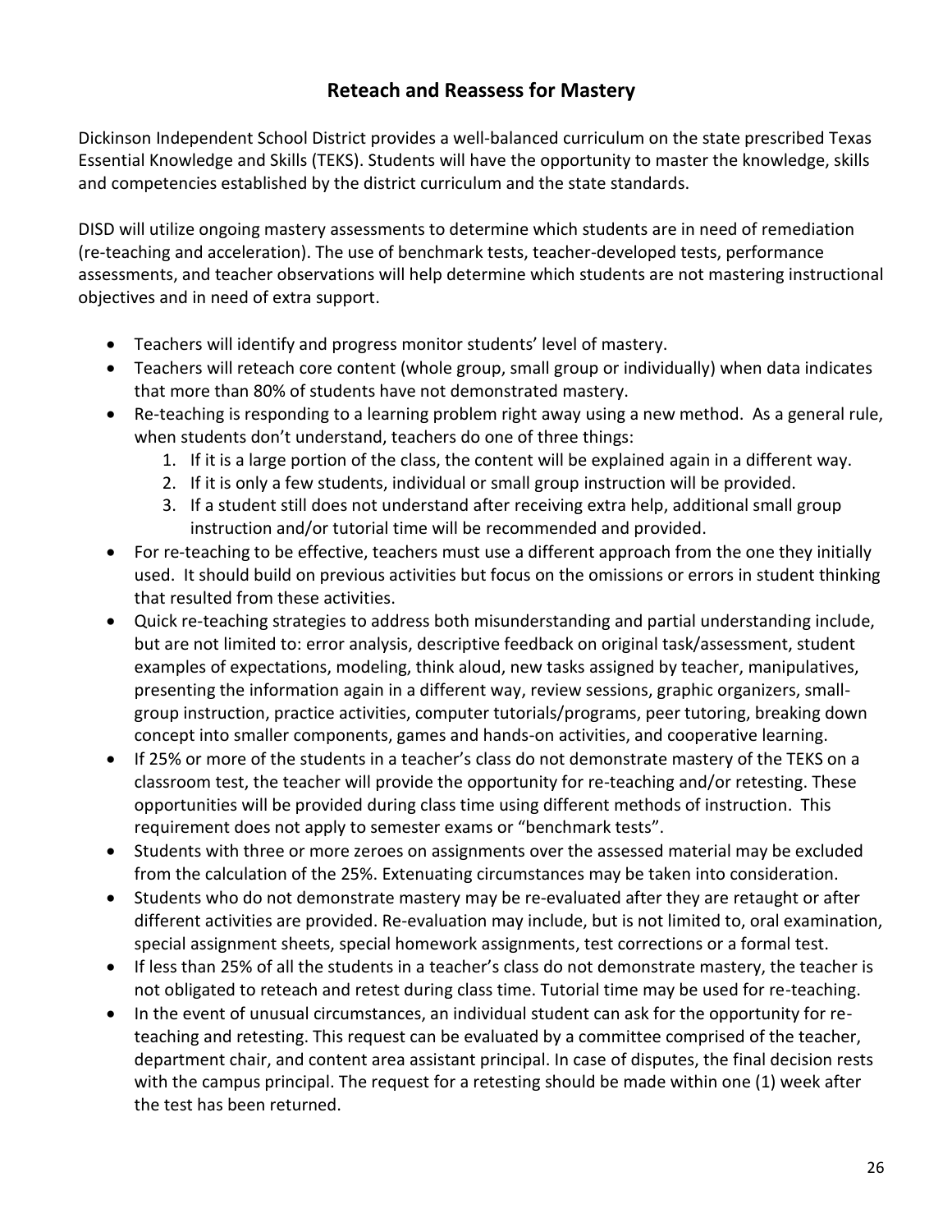## Reteach and Reassess for Mastery

Dickinson Independent School District provides a well-balanced curriculum on the state prescribed Texas Essential Knowledge and Skills (TEKS). Students will have the opportunity to master the knowledge, skills and competencies established by the district curriculum and the state standards.

DISD will utilize ongoing mastery assessments to determine which students are in need of remediation (re-teaching and acceleration). The use of benchmark tests, teacher-developed tests, performance assessments, and teacher observations will help determine which students are not mastering instructional objectives and in need of extra support.

- Teachers will identify and progress monitor students' level of mastery.
- Teachers will reteach core content (whole group, small group or individually) when data indicates that more than 80% of students have not demonstrated mastery.
- Re-teaching is responding to a learning problem right away using a new method. As a general rule, when students don't understand, teachers do one of three things:
    1. If it is a large portion of the class, the content will be explained again in a different way.
    2. If it is only a few students, individual or small group instruction will be provided.
    3. If a student still does not understand after receiving extra help, additional small group instruction and/or tutorial time will be recommended and provided.
- For re-teaching to be effective, teachers must use a different approach from the one they initially used. It should build on previous activities but focus on the omissions or errors in student thinking that resulted from these activities.
- Quick re-teaching strategies to address both misunderstanding and partial understanding include, but are not limited to: error analysis, descriptive feedback on original task/assessment, student examples of expectations, modeling, think aloud, new tasks assigned by teacher, manipulatives, presenting the information again in a different way, review sessions, graphic organizers, small-group instruction, practice activities, computer tutorials/programs, peer tutoring, breaking down concept into smaller components, games and hands-on activities, and cooperative learning.
- If 25% or more of the students in a teacher's class do not demonstrate mastery of the TEKS on a classroom test, the teacher will provide the opportunity for re-teaching and/or retesting. These opportunities will be provided during class time using different methods of instruction. This requirement does not apply to semester exams or "benchmark tests".
- Students with three or more zeroes on assignments over the assessed material may be excluded from the calculation of the 25%. Extenuating circumstances may be taken into consideration.
- Students who do not demonstrate mastery may be re-evaluated after they are retaught or after different activities are provided. Re-evaluation may include, but is not limited to, oral examination, special assignment sheets, special homework assignments, test corrections or a formal test.
- If less than 25% of all the students in a teacher's class do not demonstrate mastery, the teacher is not obligated to reteach and retest during class time. Tutorial time may be used for re-teaching.
- In the event of unusual circumstances, an individual student can ask for the opportunity for re-teaching and retesting. This request can be evaluated by a committee comprised of the teacher, department chair, and content area assistant principal. In case of disputes, the final decision rests with the campus principal. The request for a retesting should be made within one (1) week after the test has been returned.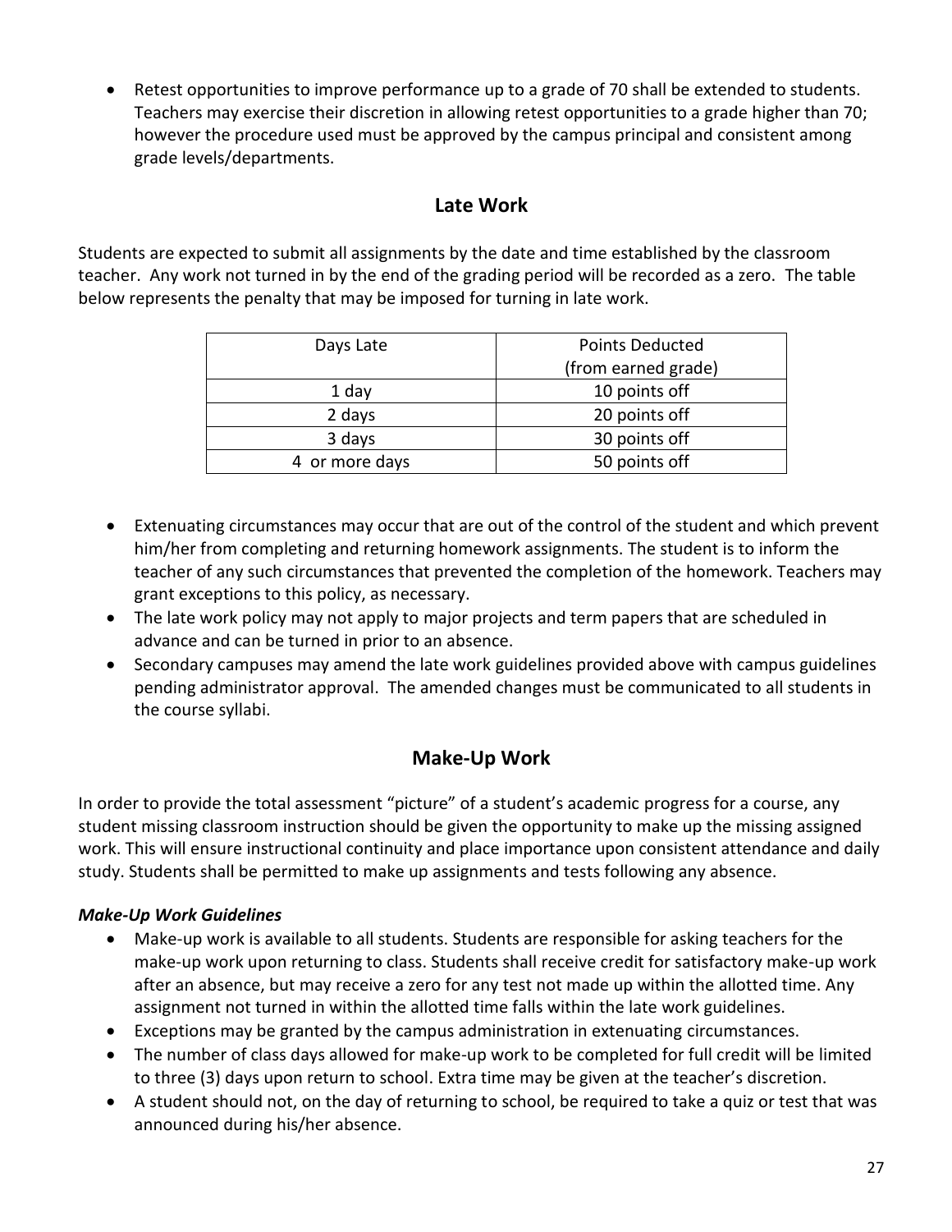- Retest opportunities to improve performance up to a grade of 70 shall be extended to students. Teachers may exercise their discretion in allowing retest opportunities to a grade higher than 70; however the procedure used must be approved by the campus principal and consistent among grade levels/departments.

## Late Work

Students are expected to submit all assignments by the date and time established by the classroom teacher. Any work not turned in by the end of the grading period will be recorded as a zero. The table below represents the penalty that may be imposed for turning in late work.

| Days Late | Points Deducted (from earned grade) |
| --- | --- |
| 1 day | 10 points off |
| 2 days | 20 points off |
| 3 days | 30 points off |
| 4 or more days | 50 points off |

- Extenuating circumstances may occur that are out of the control of the student and which prevent him/her from completing and returning homework assignments. The student is to inform the teacher of any such circumstances that prevented the completion of the homework. Teachers may grant exceptions to this policy, as necessary.
- The late work policy may not apply to major projects and term papers that are scheduled in advance and can be turned in prior to an absence.
- Secondary campuses may amend the late work guidelines provided above with campus guidelines pending administrator approval. The amended changes must be communicated to all students in the course syllabi.

## Make-Up Work

In order to provide the total assessment "picture" of a student's academic progress for a course, any student missing classroom instruction should be given the opportunity to make up the missing assigned work. This will ensure instructional continuity and place importance upon consistent attendance and daily study. Students shall be permitted to make up assignments and tests following any absence.

### *Make-Up Work Guidelines*

- Make-up work is available to all students. Students are responsible for asking teachers for the make-up work upon returning to class. Students shall receive credit for satisfactory make-up work after an absence, but may receive a zero for any test not made up within the allotted time. Any assignment not turned in within the allotted time falls within the late work guidelines.
- Exceptions may be granted by the campus administration in extenuating circumstances.
- The number of class days allowed for make-up work to be completed for full credit will be limited to three (3) days upon return to school. Extra time may be given at the teacher's discretion.
- A student should not, on the day of returning to school, be required to take a quiz or test that was announced during his/her absence.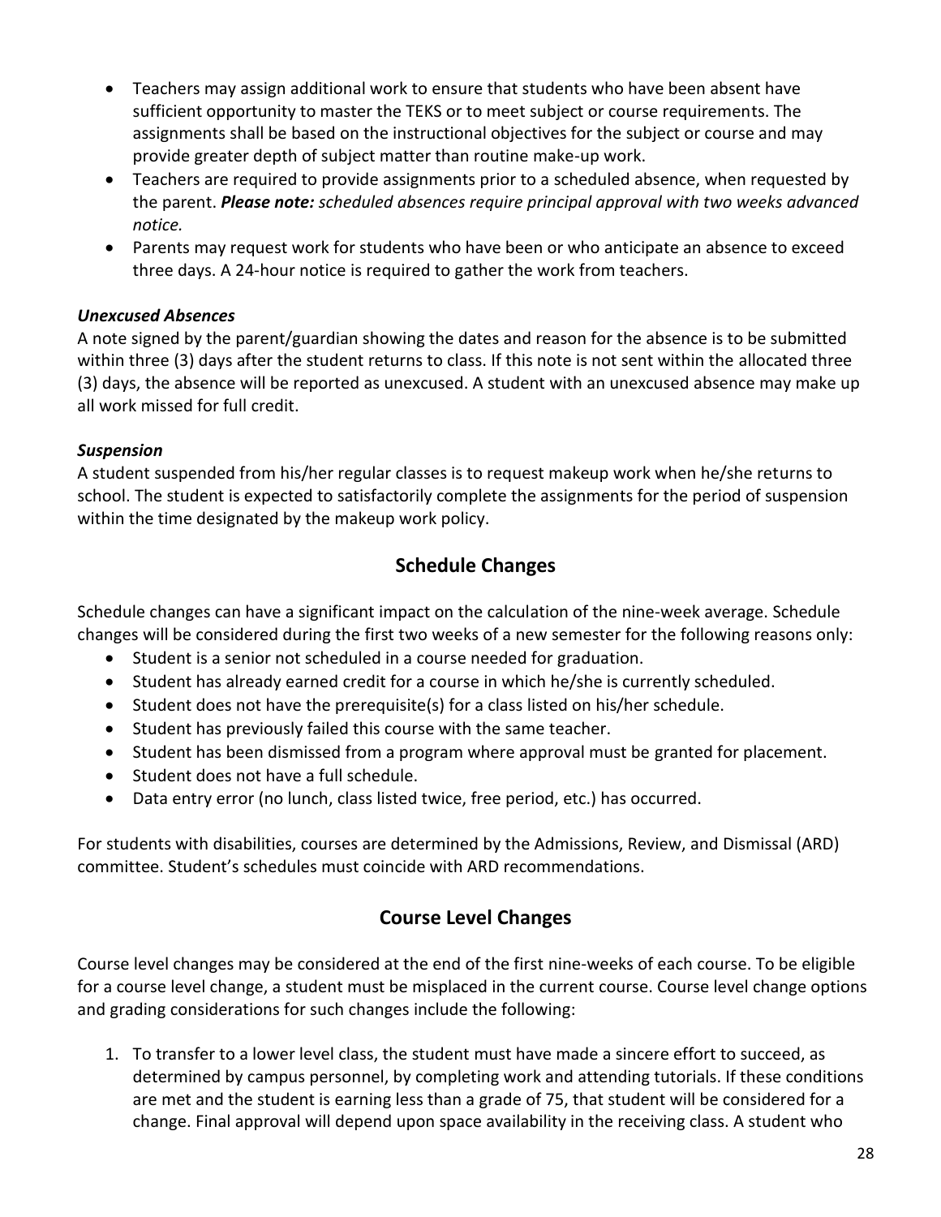- Teachers may assign additional work to ensure that students who have been absent have sufficient opportunity to master the TEKS or to meet subject or course requirements. The assignments shall be based on the instructional objectives for the subject or course and may provide greater depth of subject matter than routine make-up work.
- Teachers are required to provide assignments prior to a scheduled absence, when requested by the parent. ***Please note:*** *scheduled absences require principal approval with two weeks advanced notice.*
- Parents may request work for students who have been or who anticipate an absence to exceed three days. A 24-hour notice is required to gather the work from teachers.

***Unexcused Absences***

A note signed by the parent/guardian showing the dates and reason for the absence is to be submitted within three (3) days after the student returns to class. If this note is not sent within the allocated three (3) days, the absence will be reported as unexcused. A student with an unexcused absence may make up all work missed for full credit.

***Suspension***

A student suspended from his/her regular classes is to request makeup work when he/she returns to school. The student is expected to satisfactorily complete the assignments for the period of suspension within the time designated by the makeup work policy.

## Schedule Changes

Schedule changes can have a significant impact on the calculation of the nine-week average. Schedule changes will be considered during the first two weeks of a new semester for the following reasons only:

- Student is a senior not scheduled in a course needed for graduation.
- Student has already earned credit for a course in which he/she is currently scheduled.
- Student does not have the prerequisite(s) for a class listed on his/her schedule.
- Student has previously failed this course with the same teacher.
- Student has been dismissed from a program where approval must be granted for placement.
- Student does not have a full schedule.
- Data entry error (no lunch, class listed twice, free period, etc.) has occurred.

For students with disabilities, courses are determined by the Admissions, Review, and Dismissal (ARD) committee. Student's schedules must coincide with ARD recommendations.

## Course Level Changes

Course level changes may be considered at the end of the first nine-weeks of each course. To be eligible for a course level change, a student must be misplaced in the current course. Course level change options and grading considerations for such changes include the following:

1. To transfer to a lower level class, the student must have made a sincere effort to succeed, as determined by campus personnel, by completing work and attending tutorials. If these conditions are met and the student is earning less than a grade of 75, that student will be considered for a change. Final approval will depend upon space availability in the receiving class. A student who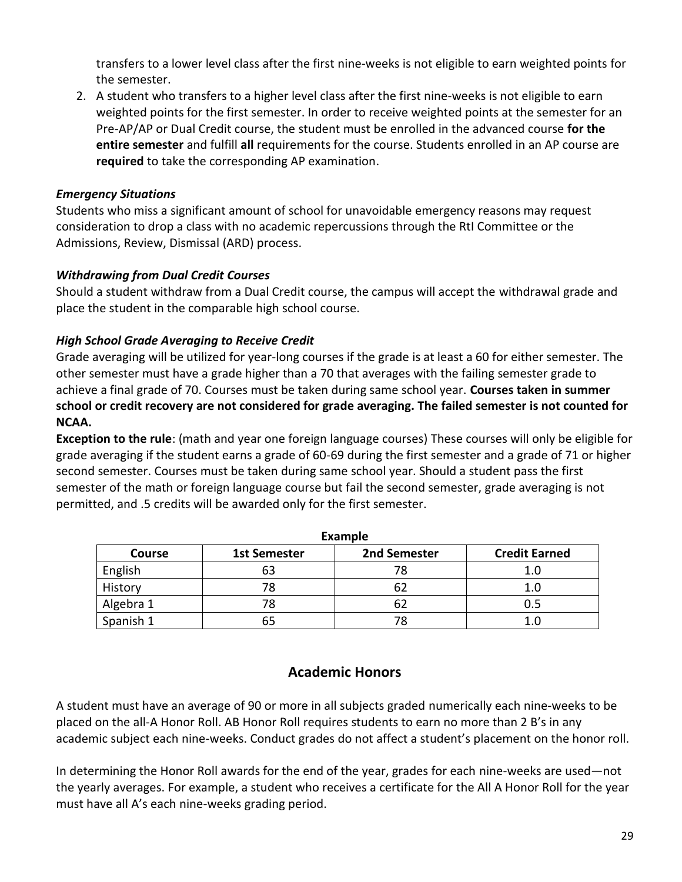transfers to a lower level class after the first nine-weeks is not eligible to earn weighted points for the semester.

2. A student who transfers to a higher level class after the first nine-weeks is not eligible to earn weighted points for the first semester. In order to receive weighted points at the semester for an Pre-AP/AP or Dual Credit course, the student must be enrolled in the advanced course **for the entire semester** and fulfill **all** requirements for the course. Students enrolled in an AP course are **required** to take the corresponding AP examination.

***Emergency Situations***

Students who miss a significant amount of school for unavoidable emergency reasons may request consideration to drop a class with no academic repercussions through the RtI Committee or the Admissions, Review, Dismissal (ARD) process.

***Withdrawing from Dual Credit Courses***

Should a student withdraw from a Dual Credit course, the campus will accept the withdrawal grade and place the student in the comparable high school course.

***High School Grade Averaging to Receive Credit***

Grade averaging will be utilized for year-long courses if the grade is at least a 60 for either semester. The other semester must have a grade higher than a 70 that averages with the failing semester grade to achieve a final grade of 70. Courses must be taken during same school year. **Courses taken in summer school or credit recovery are not considered for grade averaging. The failed semester is not counted for NCAA.**

**Exception to the rule**: (math and year one foreign language courses) These courses will only be eligible for grade averaging if the student earns a grade of 60-69 during the first semester and a grade of 71 or higher second semester. Courses must be taken during same school year. Should a student pass the first semester of the math or foreign language course but fail the second semester, grade averaging is not permitted, and .5 credits will be awarded only for the first semester.

**Example**

| Course | 1st Semester | 2nd Semester | Credit Earned |
|---|---|---|---|
| English | 63 | 78 | 1.0 |
| History | 78 | 62 | 1.0 |
| Algebra 1 | 78 | 62 | 0.5 |
| Spanish 1 | 65 | 78 | 1.0 |

## Academic Honors

A student must have an average of 90 or more in all subjects graded numerically each nine-weeks to be placed on the all-A Honor Roll. AB Honor Roll requires students to earn no more than 2 B's in any academic subject each nine-weeks. Conduct grades do not affect a student's placement on the honor roll.

In determining the Honor Roll awards for the end of the year, grades for each nine-weeks are used—not the yearly averages. For example, a student who receives a certificate for the All A Honor Roll for the year must have all A's each nine-weeks grading period.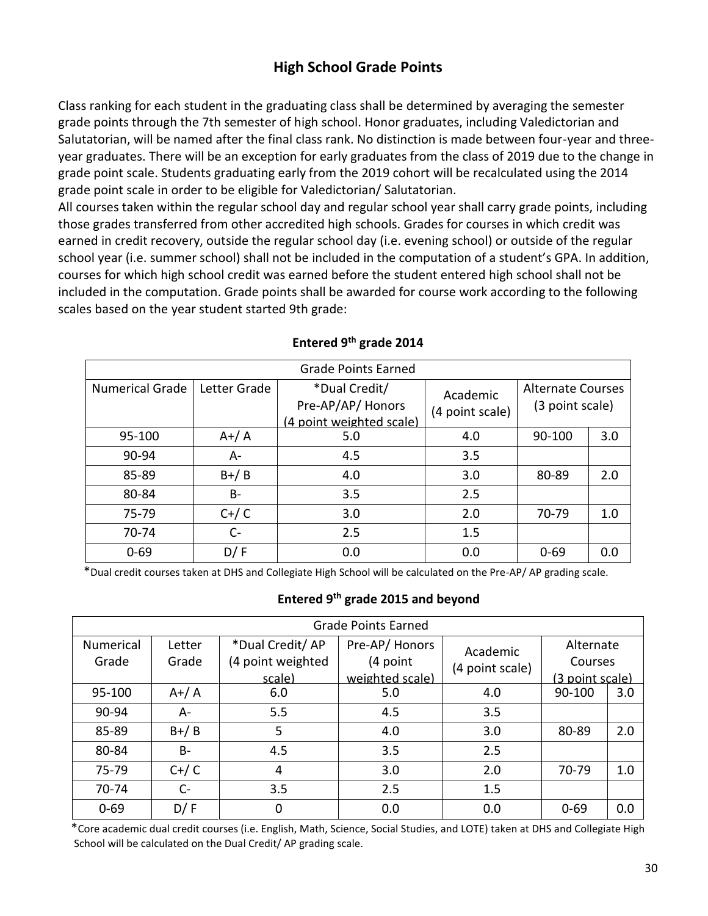## High School Grade Points

Class ranking for each student in the graduating class shall be determined by averaging the semester grade points through the 7th semester of high school. Honor graduates, including Valedictorian and Salutatorian, will be named after the final class rank. No distinction is made between four-year and three-year graduates. There will be an exception for early graduates from the class of 2019 due to the change in grade point scale. Students graduating early from the 2019 cohort will be recalculated using the 2014 grade point scale in order to be eligible for Valedictorian/ Salutatorian.

All courses taken within the regular school day and regular school year shall carry grade points, including those grades transferred from other accredited high schools. Grades for courses in which credit was earned in credit recovery, outside the regular school day (i.e. evening school) or outside of the regular school year (i.e. summer school) shall not be included in the computation of a student's GPA. In addition, courses for which high school credit was earned before the student entered high school shall not be included in the computation. Grade points shall be awarded for course work according to the following scales based on the year student started 9th grade:

### Entered 9th grade 2014

| Grade Points Earned | | | | | |
|---|---|---|---|---|---|
| Numerical Grade | Letter Grade | *Dual Credit/ Pre-AP/AP/ Honors (4 point weighted scale) | Academic (4 point scale) | Alternate Courses (3 point scale) | |
| 95-100 | A+/ A | 5.0 | 4.0 | 90-100 | 3.0 |
| 90-94 | A- | 4.5 | 3.5 | | |
| 85-89 | B+/ B | 4.0 | 3.0 | 80-89 | 2.0 |
| 80-84 | B- | 3.5 | 2.5 | | |
| 75-79 | C+/ C | 3.0 | 2.0 | 70-79 | 1.0 |
| 70-74 | C- | 2.5 | 1.5 | | |
| 0-69 | D/ F | 0.0 | 0.0 | 0-69 | 0.0 |

*Dual credit courses taken at DHS and Collegiate High School will be calculated on the Pre-AP/ AP grading scale.

### Entered 9th grade 2015 and beyond

| Grade Points Earned | | | | | | |
|---|---|---|---|---|---|---|
| Numerical Grade | Letter Grade | *Dual Credit/ AP (4 point weighted scale) | Pre-AP/ Honors (4 point weighted scale) | Academic (4 point scale) | Alternate Courses (3 point scale) | |
| 95-100 | A+/ A | 6.0 | 5.0 | 4.0 | 90-100 | 3.0 |
| 90-94 | A- | 5.5 | 4.5 | 3.5 | | |
| 85-89 | B+/ B | 5 | 4.0 | 3.0 | 80-89 | 2.0 |
| 80-84 | B- | 4.5 | 3.5 | 2.5 | | |
| 75-79 | C+/ C | 4 | 3.0 | 2.0 | 70-79 | 1.0 |
| 70-74 | C- | 3.5 | 2.5 | 1.5 | | |
| 0-69 | D/ F | 0 | 0.0 | 0.0 | 0-69 | 0.0 |

*Core academic dual credit courses (i.e. English, Math, Science, Social Studies, and LOTE) taken at DHS and Collegiate High School will be calculated on the Dual Credit/ AP grading scale.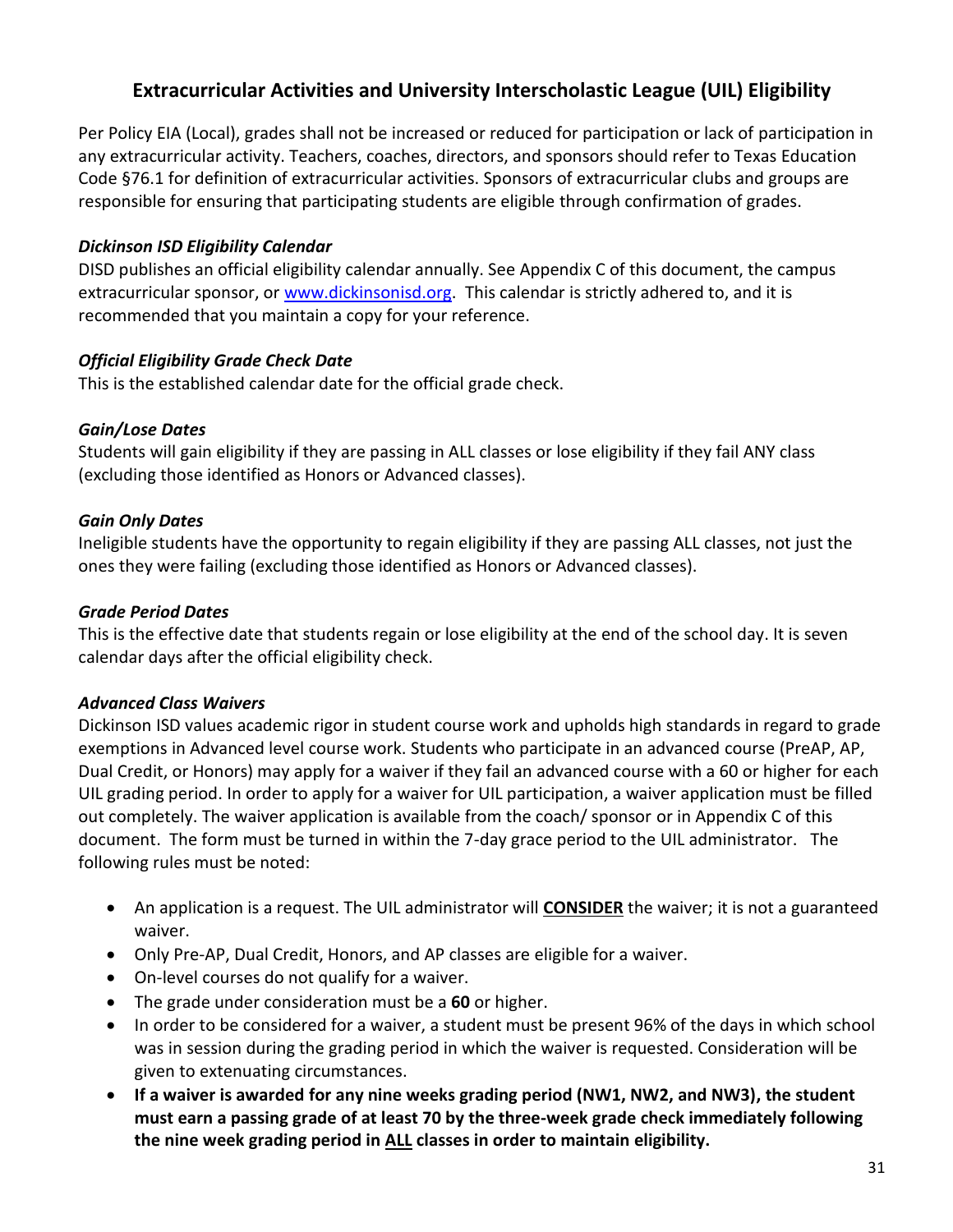## Extracurricular Activities and University Interscholastic League (UIL) Eligibility

Per Policy EIA (Local), grades shall not be increased or reduced for participation or lack of participation in any extracurricular activity. Teachers, coaches, directors, and sponsors should refer to Texas Education Code §76.1 for definition of extracurricular activities. Sponsors of extracurricular clubs and groups are responsible for ensuring that participating students are eligible through confirmation of grades.

***Dickinson ISD Eligibility Calendar***

DISD publishes an official eligibility calendar annually. See Appendix C of this document, the campus extracurricular sponsor, or [www.dickinsonisd.org](http://www.dickinsonisd.org). This calendar is strictly adhered to, and it is recommended that you maintain a copy for your reference.

***Official Eligibility Grade Check Date***

This is the established calendar date for the official grade check.

***Gain/Lose Dates***

Students will gain eligibility if they are passing in ALL classes or lose eligibility if they fail ANY class (excluding those identified as Honors or Advanced classes).

***Gain Only Dates***

Ineligible students have the opportunity to regain eligibility if they are passing ALL classes, not just the ones they were failing (excluding those identified as Honors or Advanced classes).

***Grade Period Dates***

This is the effective date that students regain or lose eligibility at the end of the school day. It is seven calendar days after the official eligibility check.

***Advanced Class Waivers***

Dickinson ISD values academic rigor in student course work and upholds high standards in regard to grade exemptions in Advanced level course work. Students who participate in an advanced course (PreAP, AP, Dual Credit, or Honors) may apply for a waiver if they fail an advanced course with a 60 or higher for each UIL grading period. In order to apply for a waiver for UIL participation, a waiver application must be filled out completely. The waiver application is available from the coach/ sponsor or in Appendix C of this document. The form must be turned in within the 7-day grace period to the UIL administrator. The following rules must be noted:

- An application is a request. The UIL administrator will **CONSIDER** the waiver; it is not a guaranteed waiver.
- Only Pre-AP, Dual Credit, Honors, and AP classes are eligible for a waiver.
- On-level courses do not qualify for a waiver.
- The grade under consideration must be a **60** or higher.
- In order to be considered for a waiver, a student must be present 96% of the days in which school was in session during the grading period in which the waiver is requested. Consideration will be given to extenuating circumstances.
- **If a waiver is awarded for any nine weeks grading period (NW1, NW2, and NW3), the student must earn a passing grade of at least 70 by the three-week grade check immediately following the nine week grading period in ALL classes in order to maintain eligibility.**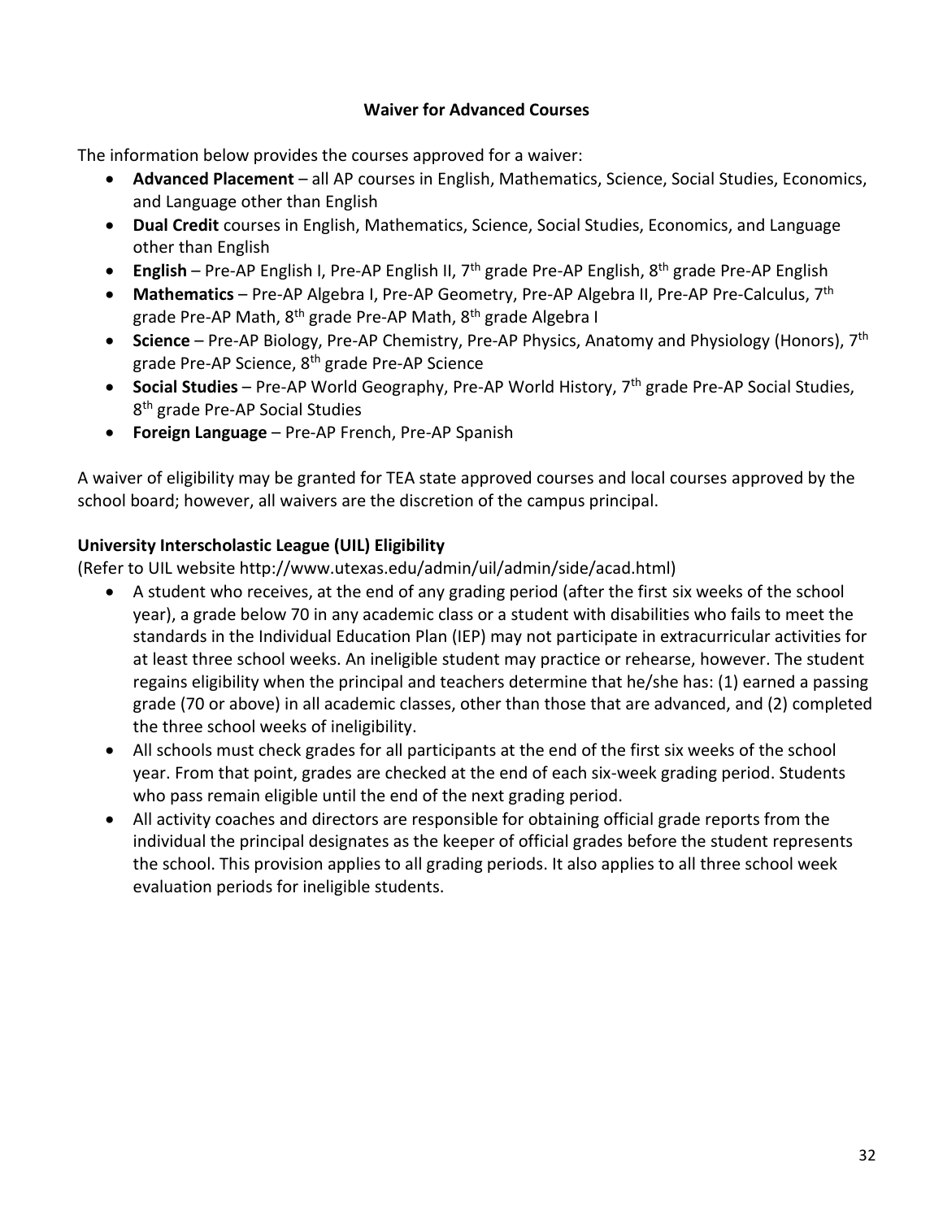## Waiver for Advanced Courses

The information below provides the courses approved for a waiver:

- **Advanced Placement** – all AP courses in English, Mathematics, Science, Social Studies, Economics, and Language other than English
- **Dual Credit** courses in English, Mathematics, Science, Social Studies, Economics, and Language other than English
- **English** – Pre-AP English I, Pre-AP English II, 7th grade Pre-AP English, 8th grade Pre-AP English
- **Mathematics** – Pre-AP Algebra I, Pre-AP Geometry, Pre-AP Algebra II, Pre-AP Pre-Calculus, 7th grade Pre-AP Math, 8th grade Pre-AP Math, 8th grade Algebra I
- **Science** – Pre-AP Biology, Pre-AP Chemistry, Pre-AP Physics, Anatomy and Physiology (Honors), 7th grade Pre-AP Science, 8th grade Pre-AP Science
- **Social Studies** – Pre-AP World Geography, Pre-AP World History, 7th grade Pre-AP Social Studies, 8th grade Pre-AP Social Studies
- **Foreign Language** – Pre-AP French, Pre-AP Spanish

A waiver of eligibility may be granted for TEA state approved courses and local courses approved by the school board; however, all waivers are the discretion of the campus principal.

### University Interscholastic League (UIL) Eligibility

(Refer to UIL website http://www.utexas.edu/admin/uil/admin/side/acad.html)

- A student who receives, at the end of any grading period (after the first six weeks of the school year), a grade below 70 in any academic class or a student with disabilities who fails to meet the standards in the Individual Education Plan (IEP) may not participate in extracurricular activities for at least three school weeks. An ineligible student may practice or rehearse, however. The student regains eligibility when the principal and teachers determine that he/she has: (1) earned a passing grade (70 or above) in all academic classes, other than those that are advanced, and (2) completed the three school weeks of ineligibility.
- All schools must check grades for all participants at the end of the first six weeks of the school year. From that point, grades are checked at the end of each six-week grading period. Students who pass remain eligible until the end of the next grading period.
- All activity coaches and directors are responsible for obtaining official grade reports from the individual the principal designates as the keeper of official grades before the student represents the school. This provision applies to all grading periods. It also applies to all three school week evaluation periods for ineligible students.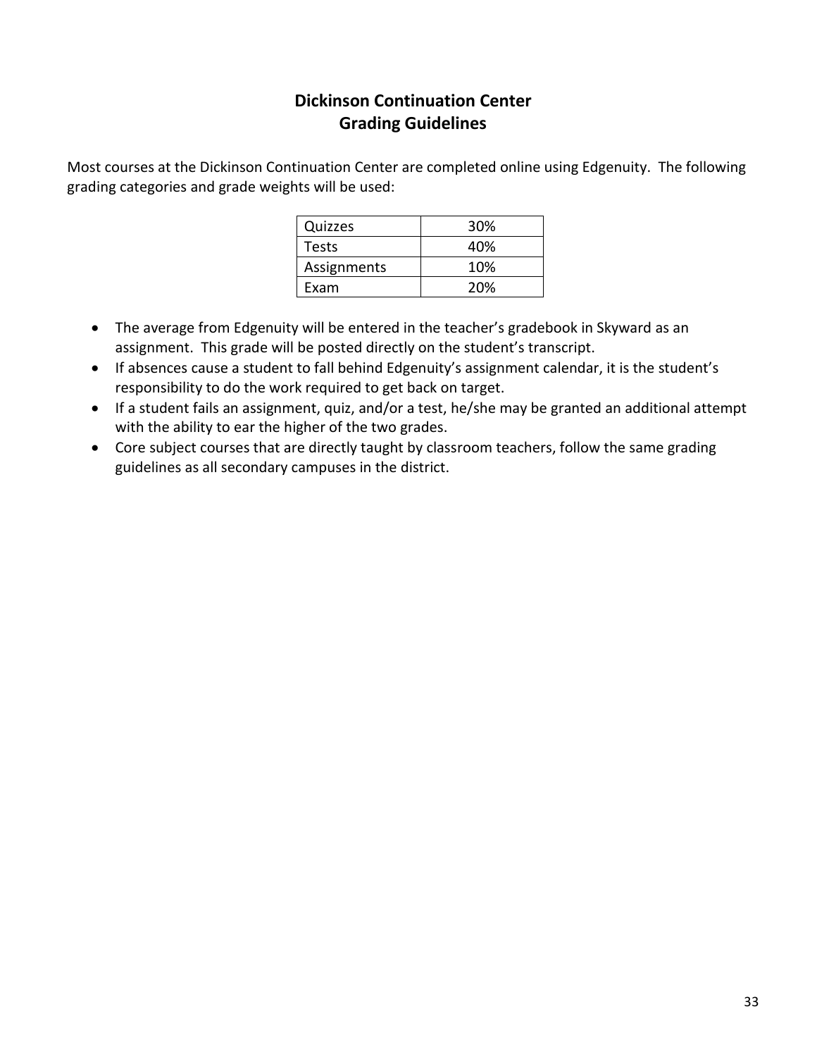# Dickinson Continuation Center
## Grading Guidelines

Most courses at the Dickinson Continuation Center are completed online using Edgenuity. The following grading categories and grade weights will be used:

| | |
|---|---|
| Quizzes | 30% |
| Tests | 40% |
| Assignments | 10% |
| Exam | 20% |

- The average from Edgenuity will be entered in the teacher's gradebook in Skyward as an assignment. This grade will be posted directly on the student's transcript.
- If absences cause a student to fall behind Edgenuity's assignment calendar, it is the student's responsibility to do the work required to get back on target.
- If a student fails an assignment, quiz, and/or a test, he/she may be granted an additional attempt with the ability to ear the higher of the two grades.
- Core subject courses that are directly taught by classroom teachers, follow the same grading guidelines as all secondary campuses in the district.